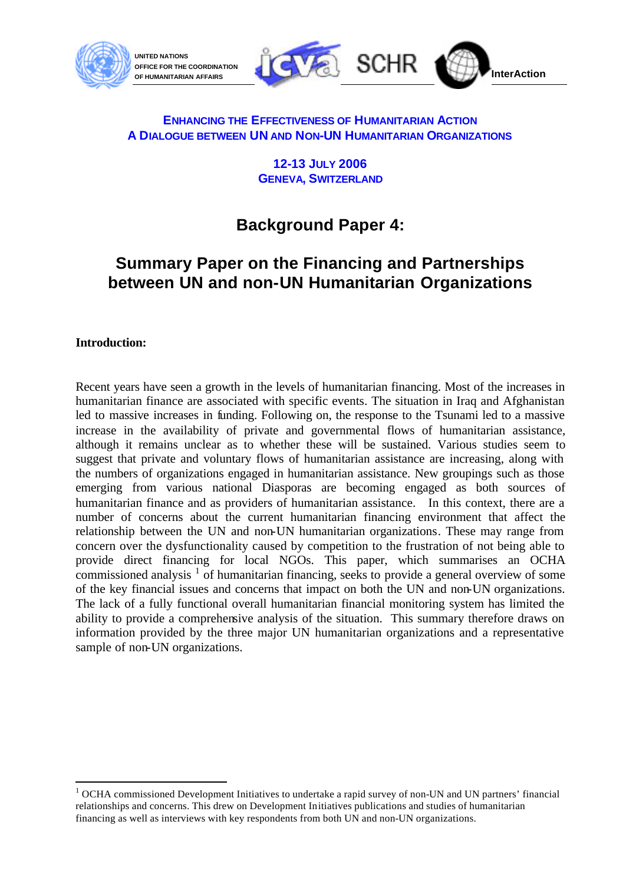UNITED NATIONS
OFFICE FOR THE COORDINATION
OF HUMANITARIAN AFFAIRS

SCHR

InterAction

**ENHANCING THE EFFECTIVENESS OF HUMANITARIAN ACTION**
**A DIALOGUE BETWEEN UN AND NON-UN HUMANITARIAN ORGANIZATIONS**

**12-13 JULY 2006**
**GENEVA, SWITZERLAND**

# Background Paper 4:

# Summary Paper on the Financing and Partnerships between UN and non-UN Humanitarian Organizations

**Introduction:**

Recent years have seen a growth in the levels of humanitarian financing. Most of the increases in humanitarian finance are associated with specific events. The situation in Iraq and Afghanistan led to massive increases in funding. Following on, the response to the Tsunami led to a massive increase in the availability of private and governmental flows of humanitarian assistance, although it remains unclear as to whether these will be sustained. Various studies seem to suggest that private and voluntary flows of humanitarian assistance are increasing, along with the numbers of organizations engaged in humanitarian assistance. New groupings such as those emerging from various national Diasporas are becoming engaged as both sources of humanitarian finance and as providers of humanitarian assistance. In this context, there are a number of concerns about the current humanitarian financing environment that affect the relationship between the UN and non-UN humanitarian organizations. These may range from concern over the dysfunctionality caused by competition to the frustration of not being able to provide direct financing for local NGOs. This paper, which summarises an OCHA commissioned analysis [1] of humanitarian financing, seeks to provide a general overview of some of the key financial issues and concerns that impact on both the UN and non-UN organizations. The lack of a fully functional overall humanitarian financial monitoring system has limited the ability to provide a comprehensive analysis of the situation. This summary therefore draws on information provided by the three major UN humanitarian organizations and a representative sample of non-UN organizations.

---

[1] OCHA commissioned Development Initiatives to undertake a rapid survey of non-UN and UN partners' financial relationships and concerns. This drew on Development Initiatives publications and studies of humanitarian financing as well as interviews with key respondents from both UN and non-UN organizations.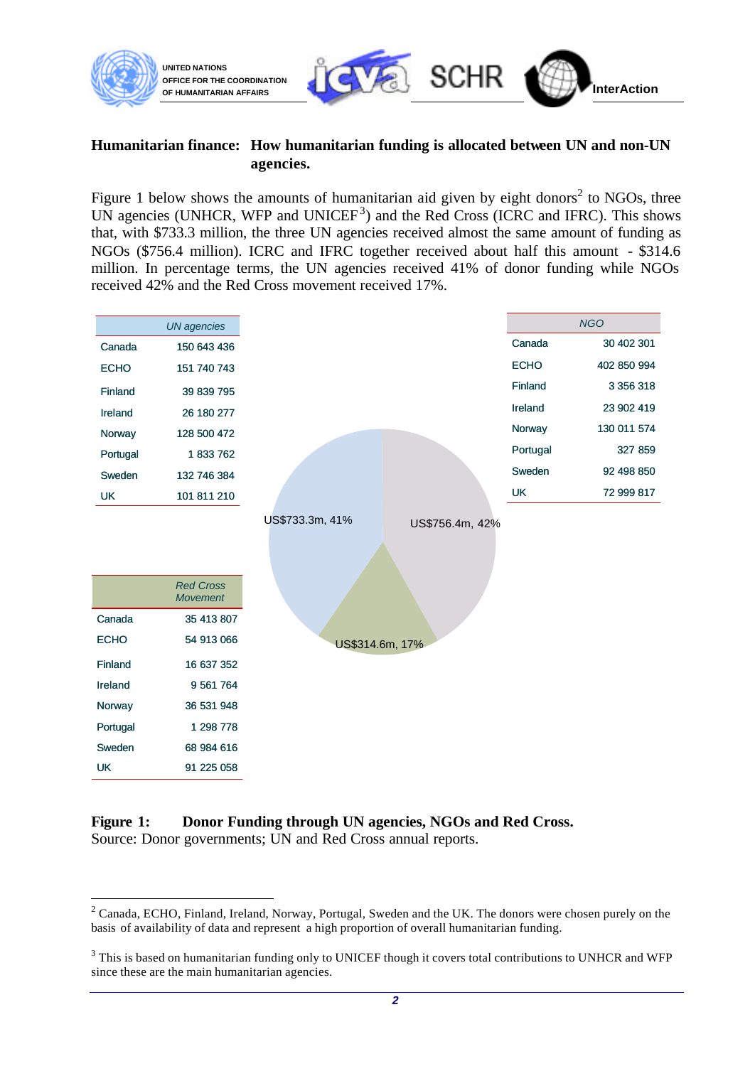UNITED NATIONS
OFFICE FOR THE COORDINATION
OF HUMANITARIAN AFFAIRS

ICVA SCHR InterAction

**Humanitarian finance: How humanitarian funding is allocated between UN and non-UN agencies.**

Figure 1 below shows the amounts of humanitarian aid given by eight donors[2] to NGOs, three UN agencies (UNHCR, WFP and UNICEF[3]) and the Red Cross (ICRC and IFRC). This shows that, with $733.3 million, the three UN agencies received almost the same amount of funding as NGOs ($756.4 million). ICRC and IFRC together received about half this amount - $314.6 million. In percentage terms, the UN agencies received 41% of donor funding while NGOs received 42% and the Red Cross movement received 17%.

| | *UN agencies* |
|---|---|
| Canada | 150 643 436 |
| ECHO | 151 740 743 |
| Finland | 39 839 795 |
| Ireland | 26 180 277 |
| Norway | 128 500 472 |
| Portugal | 1 833 762 |
| Sweden | 132 746 384 |
| UK | 101 811 210 |

| | *NGO* |
|---|---|
| Canada | 30 402 301 |
| ECHO | 402 850 994 |
| Finland | 3 356 318 |
| Ireland | 23 902 419 |
| Norway | 130 011 574 |
| Portugal | 327 859 |
| Sweden | 92 498 850 |
| UK | 72 999 817 |

| | *Red Cross Movement* |
|---|---|
| Canada | 35 413 807 |
| ECHO | 54 913 066 |
| Finland | 16 637 352 |
| Ireland | 9 561 764 |
| Norway | 36 531 948 |
| Portugal | 1 298 778 |
| Sweden | 68 984 616 |
| UK | 91 225 058 |

US$733.3m, 41%

US$756.4m, 42%

US$314.6m, 17%

**Figure 1: Donor Funding through UN agencies, NGOs and Red Cross.**
Source: Donor governments; UN and Red Cross annual reports.

---

[2] Canada, ECHO, Finland, Ireland, Norway, Portugal, Sweden and the UK. The donors were chosen purely on the basis of availability of data and represent a high proportion of overall humanitarian funding.

[3] This is based on humanitarian funding only to UNICEF though it covers total contributions to UNHCR and WFP since these are the main humanitarian agencies.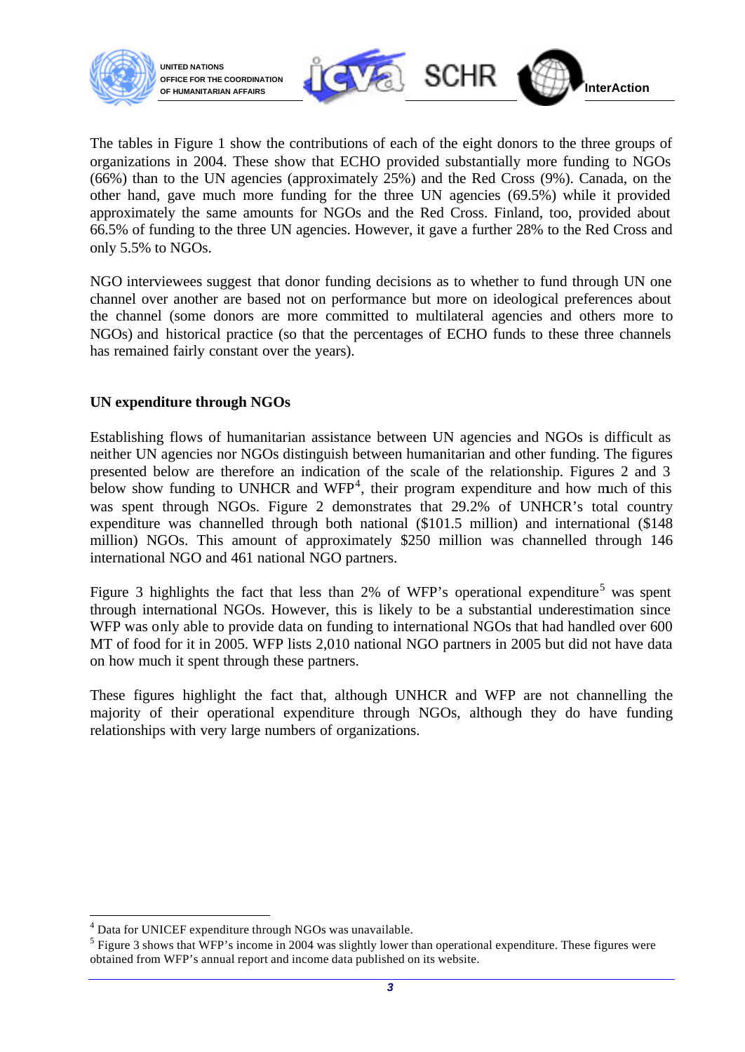The tables in Figure 1 show the contributions of each of the eight donors to the three groups of organizations in 2004. These show that ECHO provided substantially more funding to NGOs (66%) than to the UN agencies (approximately 25%) and the Red Cross (9%). Canada, on the other hand, gave much more funding for the three UN agencies (69.5%) while it provided approximately the same amounts for NGOs and the Red Cross. Finland, too, provided about 66.5% of funding to the three UN agencies. However, it gave a further 28% to the Red Cross and only 5.5% to NGOs.

NGO interviewees suggest that donor funding decisions as to whether to fund through UN one channel over another are based not on performance but more on ideological preferences about the channel (some donors are more committed to multilateral agencies and others more to NGOs) and historical practice (so that the percentages of ECHO funds to these three channels has remained fairly constant over the years).

### UN expenditure through NGOs

Establishing flows of humanitarian assistance between UN agencies and NGOs is difficult as neither UN agencies nor NGOs distinguish between humanitarian and other funding. The figures presented below are therefore an indication of the scale of the relationship. Figures 2 and 3 below show funding to UNHCR and WFP[4], their program expenditure and how much of this was spent through NGOs. Figure 2 demonstrates that 29.2% of UNHCR's total country expenditure was channelled through both national ($101.5 million) and international ($148 million) NGOs. This amount of approximately $250 million was channelled through 146 international NGO and 461 national NGO partners.

Figure 3 highlights the fact that less than 2% of WFP's operational expenditure[5] was spent through international NGOs. However, this is likely to be a substantial underestimation since WFP was only able to provide data on funding to international NGOs that had handled over 600 MT of food for it in 2005. WFP lists 2,010 national NGO partners in 2005 but did not have data on how much it spent through these partners.

These figures highlight the fact that, although UNHCR and WFP are not channelling the majority of their operational expenditure through NGOs, although they do have funding relationships with very large numbers of organizations.

---

[4] Data for UNICEF expenditure through NGOs was unavailable.

[5] Figure 3 shows that WFP's income in 2004 was slightly lower than operational expenditure. These figures were obtained from WFP's annual report and income data published on its website.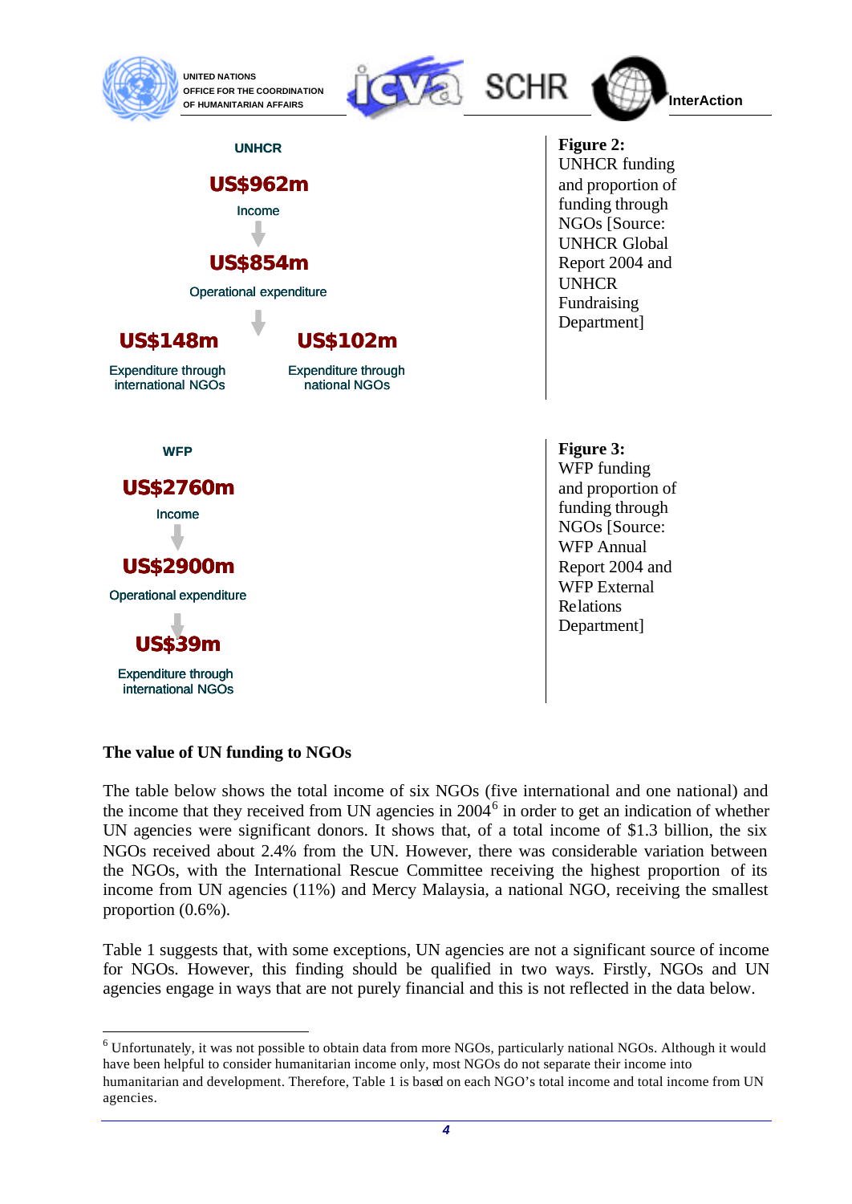UNHCR

**US$962m**

Income

**US$854m**

Operational expenditure

**US$148m**

Expenditure through international NGOs

**US$102m**

Expenditure through national NGOs

**Figure 2:** UNHCR funding and proportion of funding through NGOs [Source: UNHCR Global Report 2004 and UNHCR Fundraising Department]

WFP

**US$2760m**

Income

**US$2900m**

Operational expenditure

**US$39m**

Expenditure through international NGOs

**Figure 3:** WFP funding and proportion of funding through NGOs [Source: WFP Annual Report 2004 and WFP External Relations Department]

**The value of UN funding to NGOs**

The table below shows the total income of six NGOs (five international and one national) and the income that they received from UN agencies in 2004[6] in order to get an indication of whether UN agencies were significant donors. It shows that, of a total income of $1.3 billion, the six NGOs received about 2.4% from the UN. However, there was considerable variation between the NGOs, with the International Rescue Committee receiving the highest proportion of its income from UN agencies (11%) and Mercy Malaysia, a national NGO, receiving the smallest proportion (0.6%).

Table 1 suggests that, with some exceptions, UN agencies are not a significant source of income for NGOs. However, this finding should be qualified in two ways. Firstly, NGOs and UN agencies engage in ways that are not purely financial and this is not reflected in the data below.

[6] Unfortunately, it was not possible to obtain data from more NGOs, particularly national NGOs. Although it would have been helpful to consider humanitarian income only, most NGOs do not separate their income into humanitarian and development. Therefore, Table 1 is based on each NGO's total income and total income from UN agencies.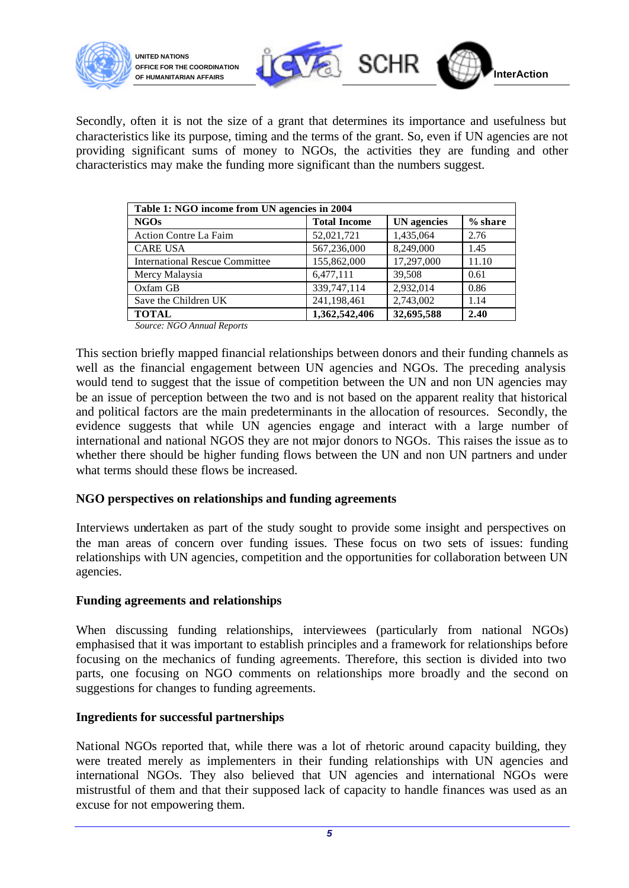Secondly, often it is not the size of a grant that determines its importance and usefulness but characteristics like its purpose, timing and the terms of the grant. So, even if UN agencies are not providing significant sums of money to NGOs, the activities they are funding and other characteristics may make the funding more significant than the numbers suggest.

| Table 1: NGO income from UN agencies in 2004 | | | |
|---|---|---|---|
| **NGOs** | **Total Income** | **UN agencies** | **% share** |
| Action Contre La Faim | 52,021,721 | 1,435,064 | 2.76 |
| CARE USA | 567,236,000 | 8,249,000 | 1.45 |
| International Rescue Committee | 155,862,000 | 17,297,000 | 11.10 |
| Mercy Malaysia | 6,477,111 | 39,508 | 0.61 |
| Oxfam GB | 339,747,114 | 2,932,014 | 0.86 |
| Save the Children UK | 241,198,461 | 2,743,002 | 1.14 |
| **TOTAL** | **1,362,542,406** | **32,695,588** | **2.40** |

*Source: NGO Annual Reports*

This section briefly mapped financial relationships between donors and their funding channels as well as the financial engagement between UN agencies and NGOs. The preceding analysis would tend to suggest that the issue of competition between the UN and non UN agencies may be an issue of perception between the two and is not based on the apparent reality that historical and political factors are the main predeterminants in the allocation of resources. Secondly, the evidence suggests that while UN agencies engage and interact with a large number of international and national NGOS they are not major donors to NGOs. This raises the issue as to whether there should be higher funding flows between the UN and non UN partners and under what terms should these flows be increased.

**NGO perspectives on relationships and funding agreements**

Interviews undertaken as part of the study sought to provide some insight and perspectives on the man areas of concern over funding issues. These focus on two sets of issues: funding relationships with UN agencies, competition and the opportunities for collaboration between UN agencies.

**Funding agreements and relationships**

When discussing funding relationships, interviewees (particularly from national NGOs) emphasised that it was important to establish principles and a framework for relationships before focusing on the mechanics of funding agreements. Therefore, this section is divided into two parts, one focusing on NGO comments on relationships more broadly and the second on suggestions for changes to funding agreements.

**Ingredients for successful partnerships**

National NGOs reported that, while there was a lot of rhetoric around capacity building, they were treated merely as implementers in their funding relationships with UN agencies and international NGOs. They also believed that UN agencies and international NGOs were mistrustful of them and that their supposed lack of capacity to handle finances was used as an excuse for not empowering them.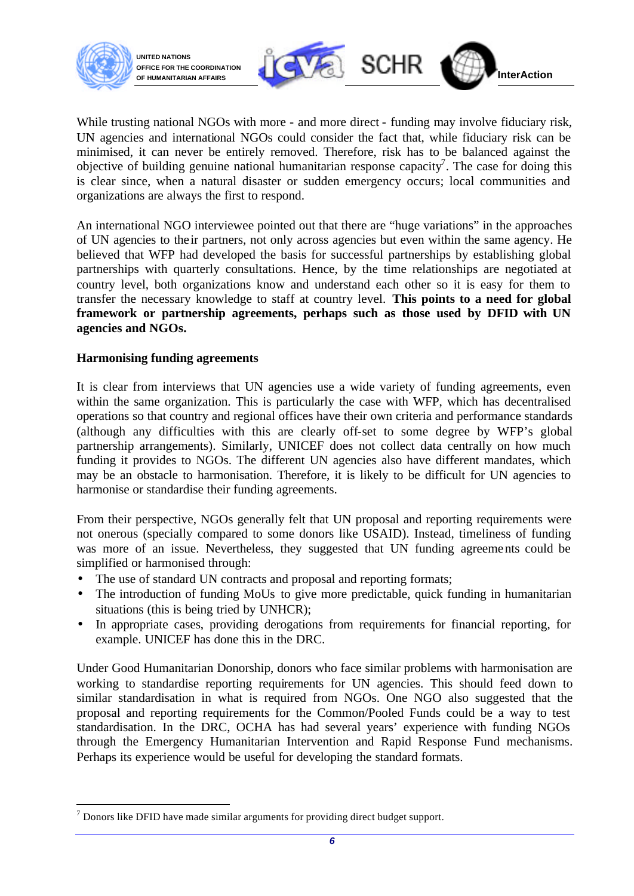While trusting national NGOs with more - and more direct - funding may involve fiduciary risk, UN agencies and international NGOs could consider the fact that, while fiduciary risk can be minimised, it can never be entirely removed. Therefore, risk has to be balanced against the objective of building genuine national humanitarian response capacity[7]. The case for doing this is clear since, when a natural disaster or sudden emergency occurs; local communities and organizations are always the first to respond.

An international NGO interviewee pointed out that there are "huge variations" in the approaches of UN agencies to their partners, not only across agencies but even within the same agency. He believed that WFP had developed the basis for successful partnerships by establishing global partnerships with quarterly consultations. Hence, by the time relationships are negotiated at country level, both organizations know and understand each other so it is easy for them to transfer the necessary knowledge to staff at country level. **This points to a need for global framework or partnership agreements, perhaps such as those used by DFID with UN agencies and NGOs.**

**Harmonising funding agreements**

It is clear from interviews that UN agencies use a wide variety of funding agreements, even within the same organization. This is particularly the case with WFP, which has decentralised operations so that country and regional offices have their own criteria and performance standards (although any difficulties with this are clearly off-set to some degree by WFP's global partnership arrangements). Similarly, UNICEF does not collect data centrally on how much funding it provides to NGOs. The different UN agencies also have different mandates, which may be an obstacle to harmonisation. Therefore, it is likely to be difficult for UN agencies to harmonise or standardise their funding agreements.

From their perspective, NGOs generally felt that UN proposal and reporting requirements were not onerous (specially compared to some donors like USAID). Instead, timeliness of funding was more of an issue. Nevertheless, they suggested that UN funding agreements could be simplified or harmonised through:

- The use of standard UN contracts and proposal and reporting formats;
- The introduction of funding MoUs to give more predictable, quick funding in humanitarian situations (this is being tried by UNHCR);
- In appropriate cases, providing derogations from requirements for financial reporting, for example. UNICEF has done this in the DRC.

Under Good Humanitarian Donorship, donors who face similar problems with harmonisation are working to standardise reporting requirements for UN agencies. This should feed down to similar standardisation in what is required from NGOs. One NGO also suggested that the proposal and reporting requirements for the Common/Pooled Funds could be a way to test standardisation. In the DRC, OCHA has had several years' experience with funding NGOs through the Emergency Humanitarian Intervention and Rapid Response Fund mechanisms. Perhaps its experience would be useful for developing the standard formats.

---

[7] Donors like DFID have made similar arguments for providing direct budget support.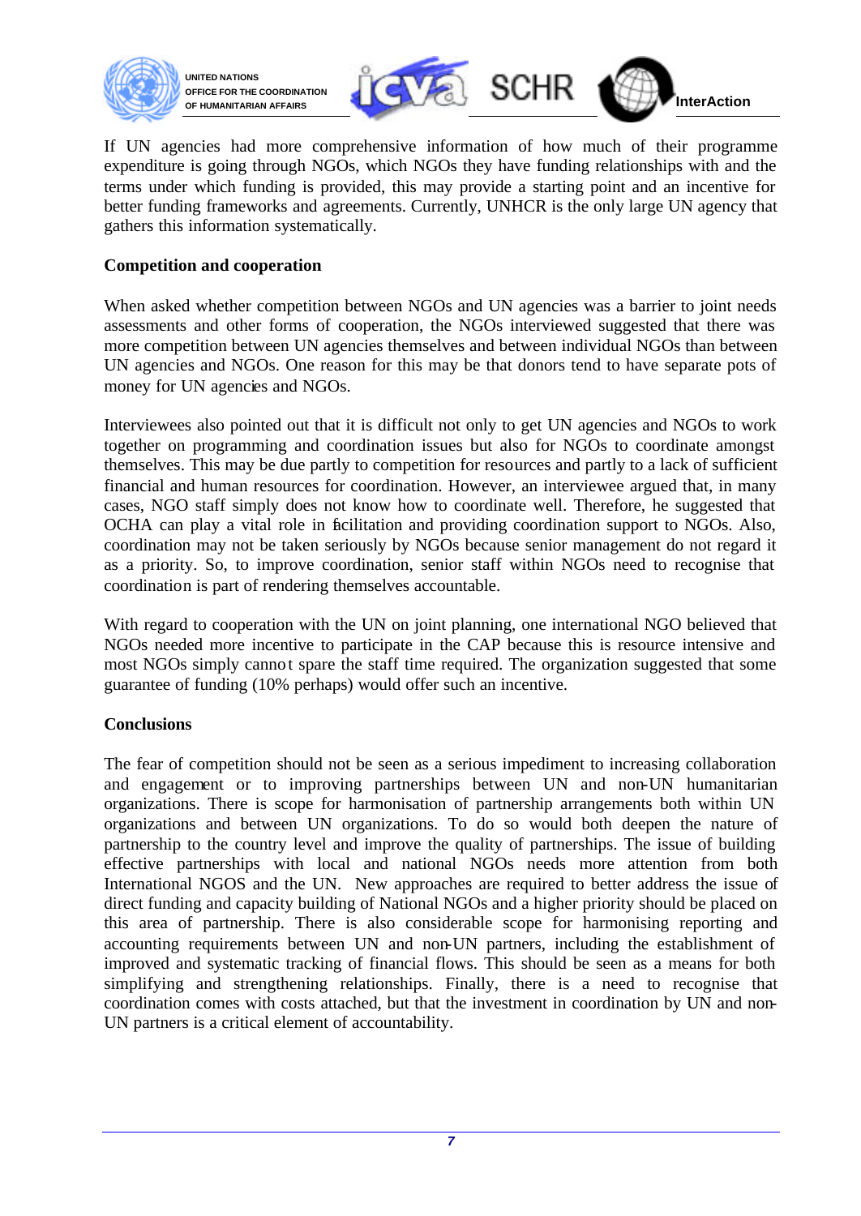If UN agencies had more comprehensive information of how much of their programme expenditure is going through NGOs, which NGOs they have funding relationships with and the terms under which funding is provided, this may provide a starting point and an incentive for better funding frameworks and agreements. Currently, UNHCR is the only large UN agency that gathers this information systematically.

**Competition and cooperation**

When asked whether competition between NGOs and UN agencies was a barrier to joint needs assessments and other forms of cooperation, the NGOs interviewed suggested that there was more competition between UN agencies themselves and between individual NGOs than between UN agencies and NGOs. One reason for this may be that donors tend to have separate pots of money for UN agencies and NGOs.

Interviewees also pointed out that it is difficult not only to get UN agencies and NGOs to work together on programming and coordination issues but also for NGOs to coordinate amongst themselves. This may be due partly to competition for resources and partly to a lack of sufficient financial and human resources for coordination. However, an interviewee argued that, in many cases, NGO staff simply does not know how to coordinate well. Therefore, he suggested that OCHA can play a vital role in facilitation and providing coordination support to NGOs. Also, coordination may not be taken seriously by NGOs because senior management do not regard it as a priority. So, to improve coordination, senior staff within NGOs need to recognise that coordination is part of rendering themselves accountable.

With regard to cooperation with the UN on joint planning, one international NGO believed that NGOs needed more incentive to participate in the CAP because this is resource intensive and most NGOs simply cannot spare the staff time required. The organization suggested that some guarantee of funding (10% perhaps) would offer such an incentive.

**Conclusions**

The fear of competition should not be seen as a serious impediment to increasing collaboration and engagement or to improving partnerships between UN and non-UN humanitarian organizations. There is scope for harmonisation of partnership arrangements both within UN organizations and between UN organizations. To do so would both deepen the nature of partnership to the country level and improve the quality of partnerships. The issue of building effective partnerships with local and national NGOs needs more attention from both International NGOS and the UN. New approaches are required to better address the issue of direct funding and capacity building of National NGOs and a higher priority should be placed on this area of partnership. There is also considerable scope for harmonising reporting and accounting requirements between UN and non-UN partners, including the establishment of improved and systematic tracking of financial flows. This should be seen as a means for both simplifying and strengthening relationships. Finally, there is a need to recognise that coordination comes with costs attached, but that the investment in coordination by UN and non-UN partners is a critical element of accountability.